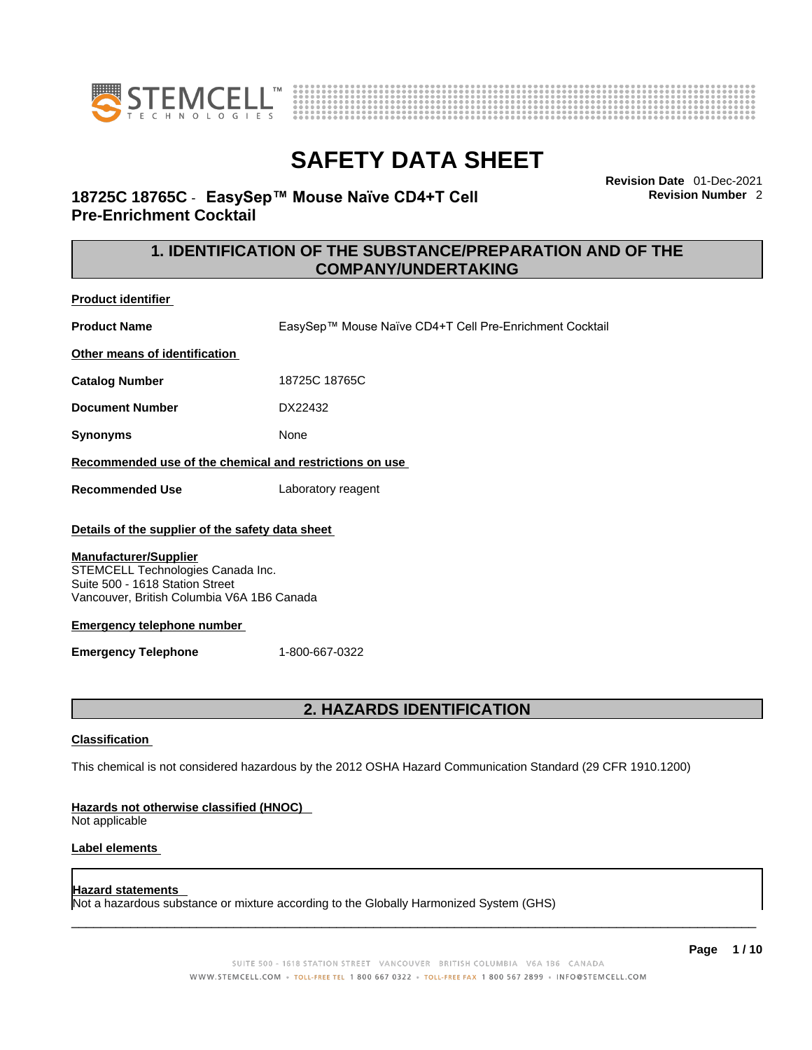# SAFETY DATA SHEET

**18725C 18765C - EasySep™ Mouse Naïve CD4+T Cell Pre-Enrichment Cocktail**

**Revision Date** 01-Dec-2021
**Revision Number** 2

## 1. IDENTIFICATION OF THE SUBSTANCE/PREPARATION AND OF THE COMPANY/UNDERTAKING

**Product identifier**

**Product Name** EasySep™ Mouse Naïve CD4+T Cell Pre-Enrichment Cocktail

**Other means of identification**

**Catalog Number** 18725C 18765C

**Document Number** DX22432

**Synonyms** None

**Recommended use of the chemical and restrictions on use**

**Recommended Use** Laboratory reagent

**Details of the supplier of the safety data sheet**

**Manufacturer/Supplier**
STEMCELL Technologies Canada Inc.
Suite 500 - 1618 Station Street
Vancouver, British Columbia V6A 1B6 Canada

**Emergency telephone number**

**Emergency Telephone** 1-800-667-0322

## 2. HAZARDS IDENTIFICATION

**Classification**

This chemical is not considered hazardous by the 2012 OSHA Hazard Communication Standard (29 CFR 1910.1200)

**Hazards not otherwise classified (HNOC)**
Not applicable

**Label elements**

**Hazard statements**
Not a hazardous substance or mixture according to the Globally Harmonized System (GHS)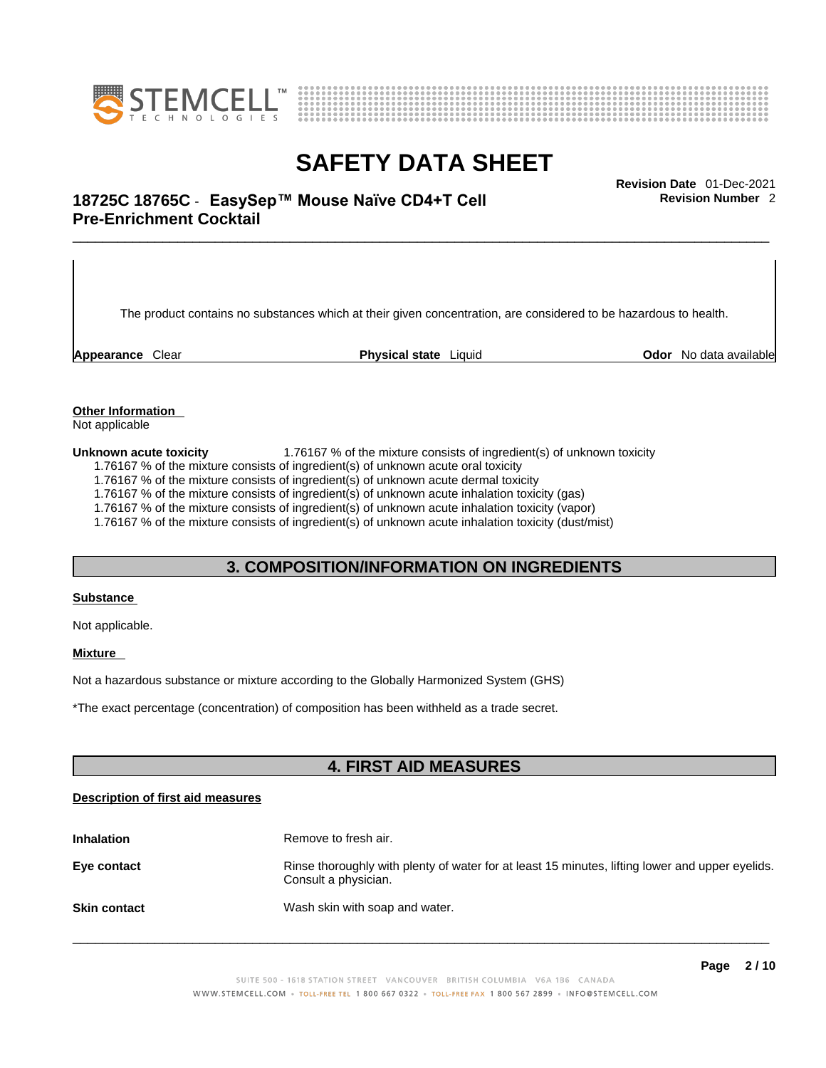The product contains no substances which at their given concentration, are considered to be hazardous to health.

**Appearance** Clear **Physical state** Liquid **Odor** No data available

**Other Information**

Not applicable

**Unknown acute toxicity** 1.76167 % of the mixture consists of ingredient(s) of unknown toxicity

1.76167 % of the mixture consists of ingredient(s) of unknown acute oral toxicity
1.76167 % of the mixture consists of ingredient(s) of unknown acute dermal toxicity
1.76167 % of the mixture consists of ingredient(s) of unknown acute inhalation toxicity (gas)
1.76167 % of the mixture consists of ingredient(s) of unknown acute inhalation toxicity (vapor)
1.76167 % of the mixture consists of ingredient(s) of unknown acute inhalation toxicity (dust/mist)

## 3. COMPOSITION/INFORMATION ON INGREDIENTS

**Substance**

Not applicable.

**Mixture**

Not a hazardous substance or mixture according to the Globally Harmonized System (GHS)

*The exact percentage (concentration) of composition has been withheld as a trade secret.

## 4. FIRST AID MEASURES

**Description of first aid measures**

**Inhalation** Remove to fresh air.

**Eye contact** Rinse thoroughly with plenty of water for at least 15 minutes, lifting lower and upper eyelids. Consult a physician.

**Skin contact** Wash skin with soap and water.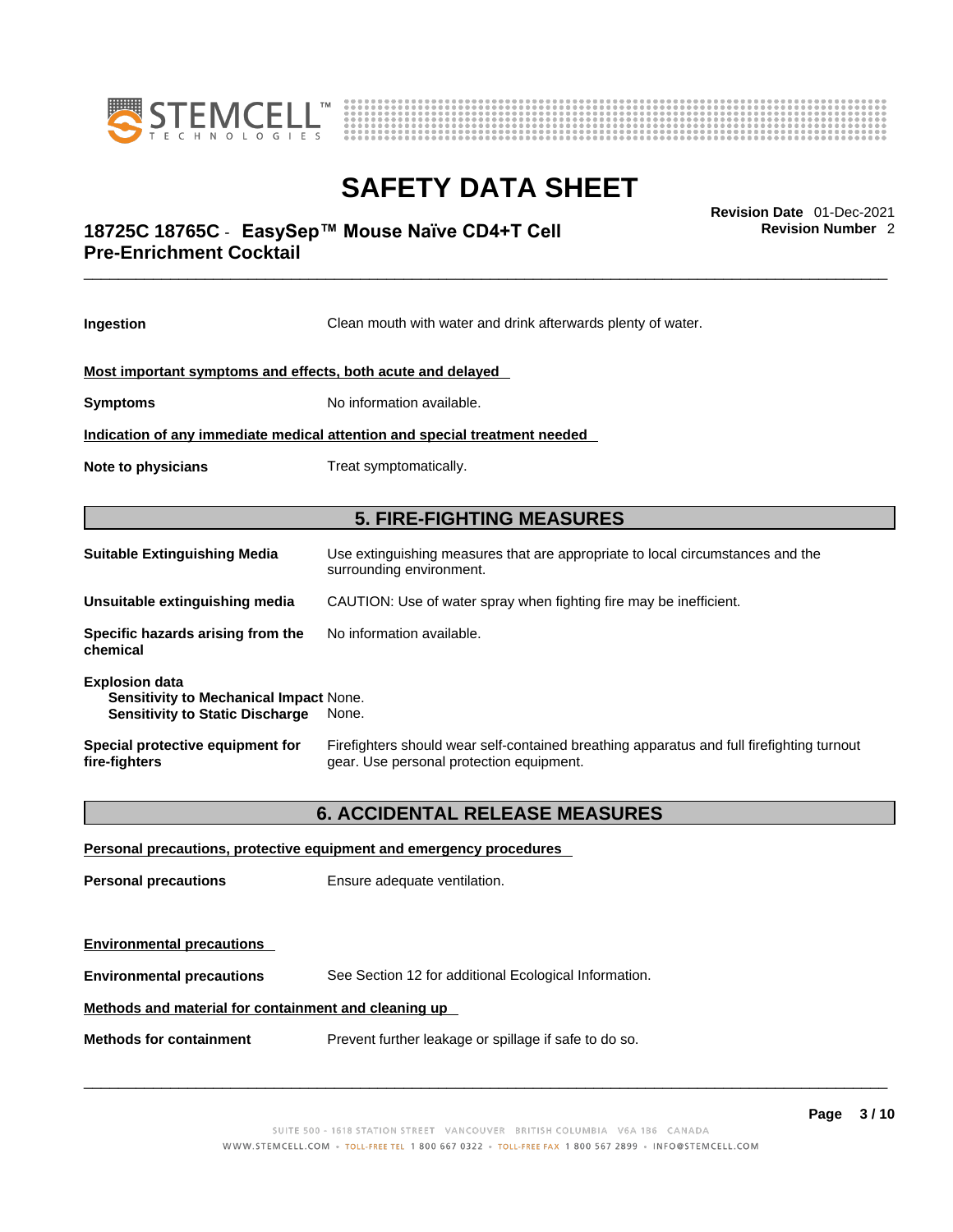**Ingestion** Clean mouth with water and drink afterwards plenty of water.

**Most important symptoms and effects, both acute and delayed**

**Symptoms** No information available.

**Indication of any immediate medical attention and special treatment needed**

**Note to physicians** Treat symptomatically.

## 5. FIRE-FIGHTING MEASURES

**Suitable Extinguishing Media** Use extinguishing measures that are appropriate to local circumstances and the surrounding environment.

**Unsuitable extinguishing media** CAUTION: Use of water spray when fighting fire may be inefficient.

**Specific hazards arising from the chemical** No information available.

**Explosion data**
**Sensitivity to Mechanical Impact** None.
**Sensitivity to Static Discharge** None.

**Special protective equipment for fire-fighters** Firefighters should wear self-contained breathing apparatus and full firefighting turnout gear. Use personal protection equipment.

## 6. ACCIDENTAL RELEASE MEASURES

**Personal precautions, protective equipment and emergency procedures**

**Personal precautions** Ensure adequate ventilation.

**Environmental precautions**

**Environmental precautions** See Section 12 for additional Ecological Information.

**Methods and material for containment and cleaning up**

**Methods for containment** Prevent further leakage or spillage if safe to do so.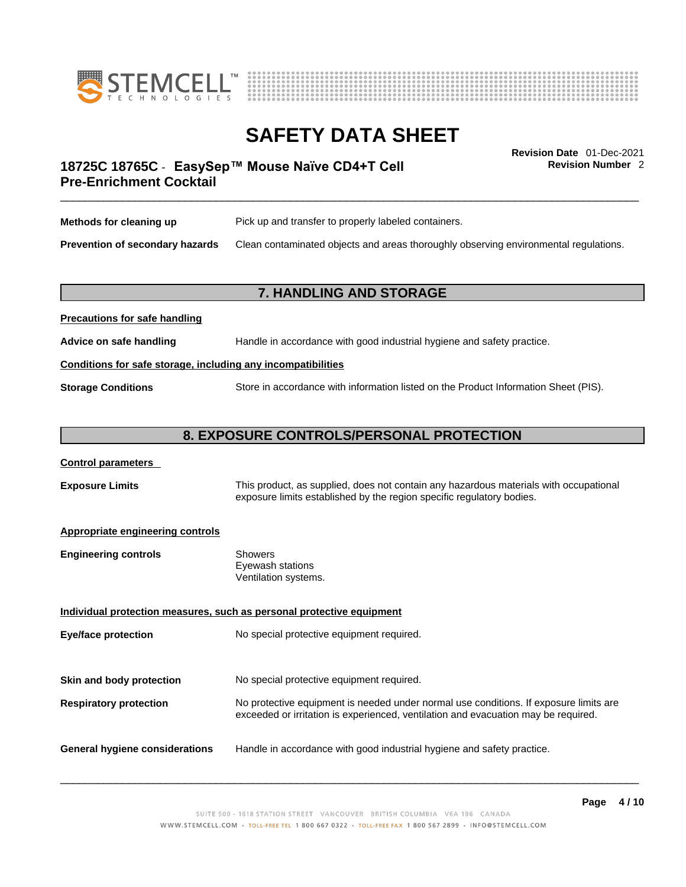**Methods for cleaning up** Pick up and transfer to properly labeled containers.

**Prevention of secondary hazards** Clean contaminated objects and areas thoroughly observing environmental regulations.

## 7. HANDLING AND STORAGE

**Precautions for safe handling**

**Advice on safe handling** Handle in accordance with good industrial hygiene and safety practice.

**Conditions for safe storage, including any incompatibilities**

**Storage Conditions** Store in accordance with information listed on the Product Information Sheet (PIS).

## 8. EXPOSURE CONTROLS/PERSONAL PROTECTION

**Control parameters**

**Exposure Limits** This product, as supplied, does not contain any hazardous materials with occupational exposure limits established by the region specific regulatory bodies.

**Appropriate engineering controls**

**Engineering controls**
- Showers
- Eyewash stations
- Ventilation systems.

**Individual protection measures, such as personal protective equipment**

**Eye/face protection** No special protective equipment required.

**Skin and body protection** No special protective equipment required.

**Respiratory protection** No protective equipment is needed under normal use conditions. If exposure limits are exceeded or irritation is experienced, ventilation and evacuation may be required.

**General hygiene considerations** Handle in accordance with good industrial hygiene and safety practice.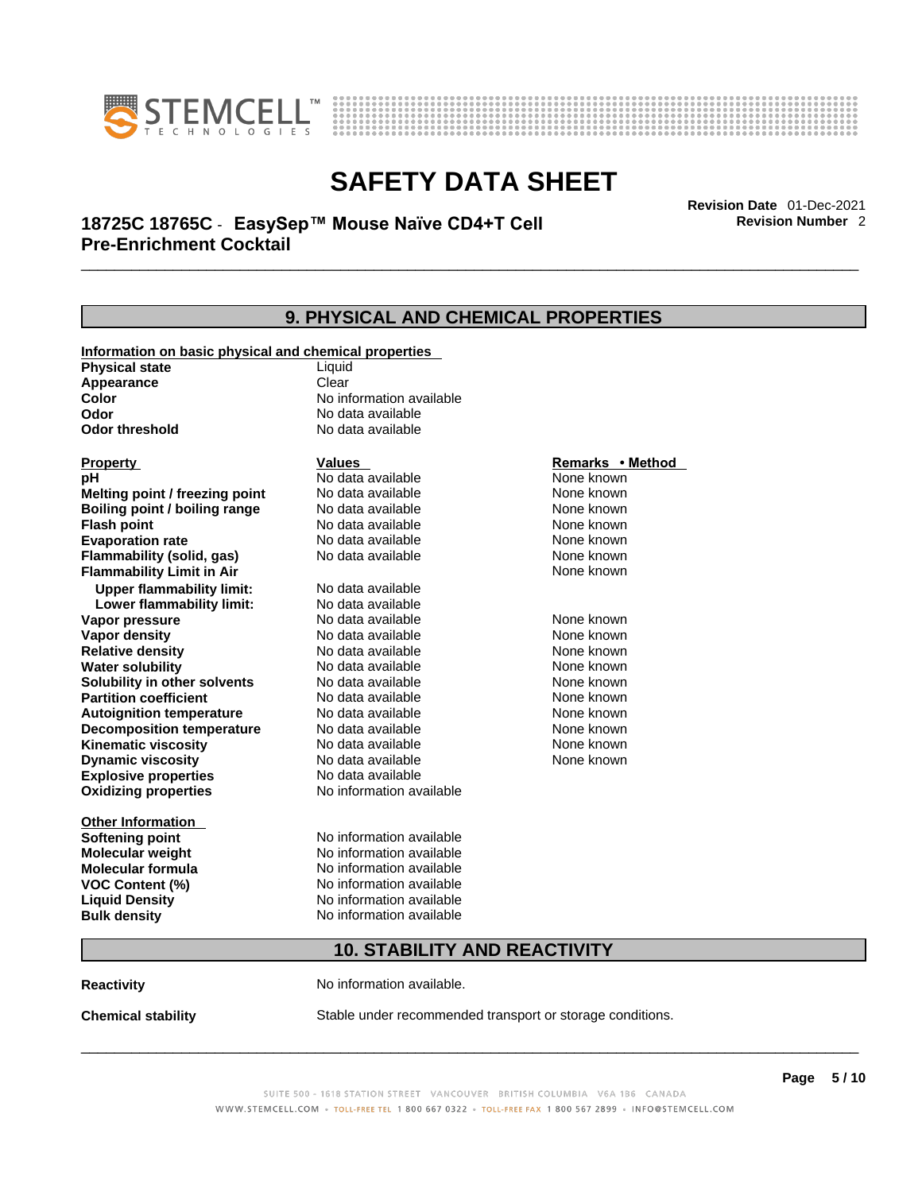## 9. PHYSICAL AND CHEMICAL PROPERTIES

**Information on basic physical and chemical properties**

| | |
|---|---|
| **Physical state** | Liquid |
| **Appearance** | Clear |
| **Color** | No information available |
| **Odor** | No data available |
| **Odor threshold** | No data available |

| **Property** | **Values** | **Remarks • Method** |
|---|---|---|
| **pH** | No data available | None known |
| **Melting point / freezing point** | No data available | None known |
| **Boiling point / boiling range** | No data available | None known |
| **Flash point** | No data available | None known |
| **Evaporation rate** | No data available | None known |
| **Flammability (solid, gas)** | No data available | None known |
| **Flammability Limit in Air** | | None known |
| **Upper flammability limit:** | No data available | |
| **Lower flammability limit:** | No data available | |
| **Vapor pressure** | No data available | None known |
| **Vapor density** | No data available | None known |
| **Relative density** | No data available | None known |
| **Water solubility** | No data available | None known |
| **Solubility in other solvents** | No data available | None known |
| **Partition coefficient** | No data available | None known |
| **Autoignition temperature** | No data available | None known |
| **Decomposition temperature** | No data available | None known |
| **Kinematic viscosity** | No data available | None known |
| **Dynamic viscosity** | No data available | None known |
| **Explosive properties** | No data available | |
| **Oxidizing properties** | No information available | |

**Other Information**

| | |
|---|---|
| **Softening point** | No information available |
| **Molecular weight** | No information available |
| **Molecular formula** | No information available |
| **VOC Content (%)** | No information available |
| **Liquid Density** | No information available |
| **Bulk density** | No information available |

## 10. STABILITY AND REACTIVITY

**Reactivity** No information available.

**Chemical stability** Stable under recommended transport or storage conditions.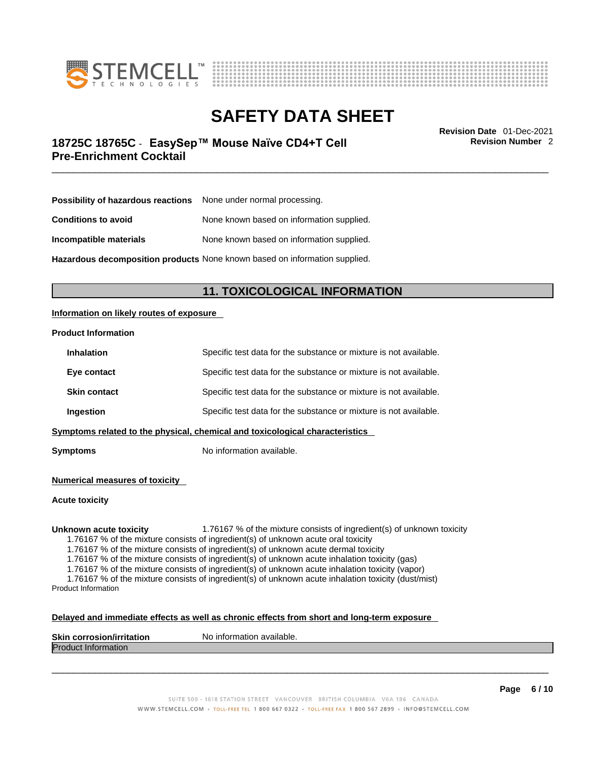| | |
|---|---|
| **Possibility of hazardous reactions** | None under normal processing. |
| **Conditions to avoid** | None known based on information supplied. |
| **Incompatible materials** | None known based on information supplied. |
| **Hazardous decomposition products** | None known based on information supplied. |

## 11. TOXICOLOGICAL INFORMATION

**Information on likely routes of exposure**

**Product Information**

| | |
|---|---|
| **Inhalation** | Specific test data for the substance or mixture is not available. |
| **Eye contact** | Specific test data for the substance or mixture is not available. |
| **Skin contact** | Specific test data for the substance or mixture is not available. |
| **Ingestion** | Specific test data for the substance or mixture is not available. |

**Symptoms related to the physical, chemical and toxicological characteristics**

**Symptoms** No information available.

**Numerical measures of toxicity**

**Acute toxicity**

**Unknown acute toxicity** 1.76167 % of the mixture consists of ingredient(s) of unknown toxicity

1.76167 % of the mixture consists of ingredient(s) of unknown acute oral toxicity
1.76167 % of the mixture consists of ingredient(s) of unknown acute dermal toxicity
1.76167 % of the mixture consists of ingredient(s) of unknown acute inhalation toxicity (gas)
1.76167 % of the mixture consists of ingredient(s) of unknown acute inhalation toxicity (vapor)
1.76167 % of the mixture consists of ingredient(s) of unknown acute inhalation toxicity (dust/mist)

Product Information

**Delayed and immediate effects as well as chronic effects from short and long-term exposure**

**Skin corrosion/irritation** No information available.

Product Information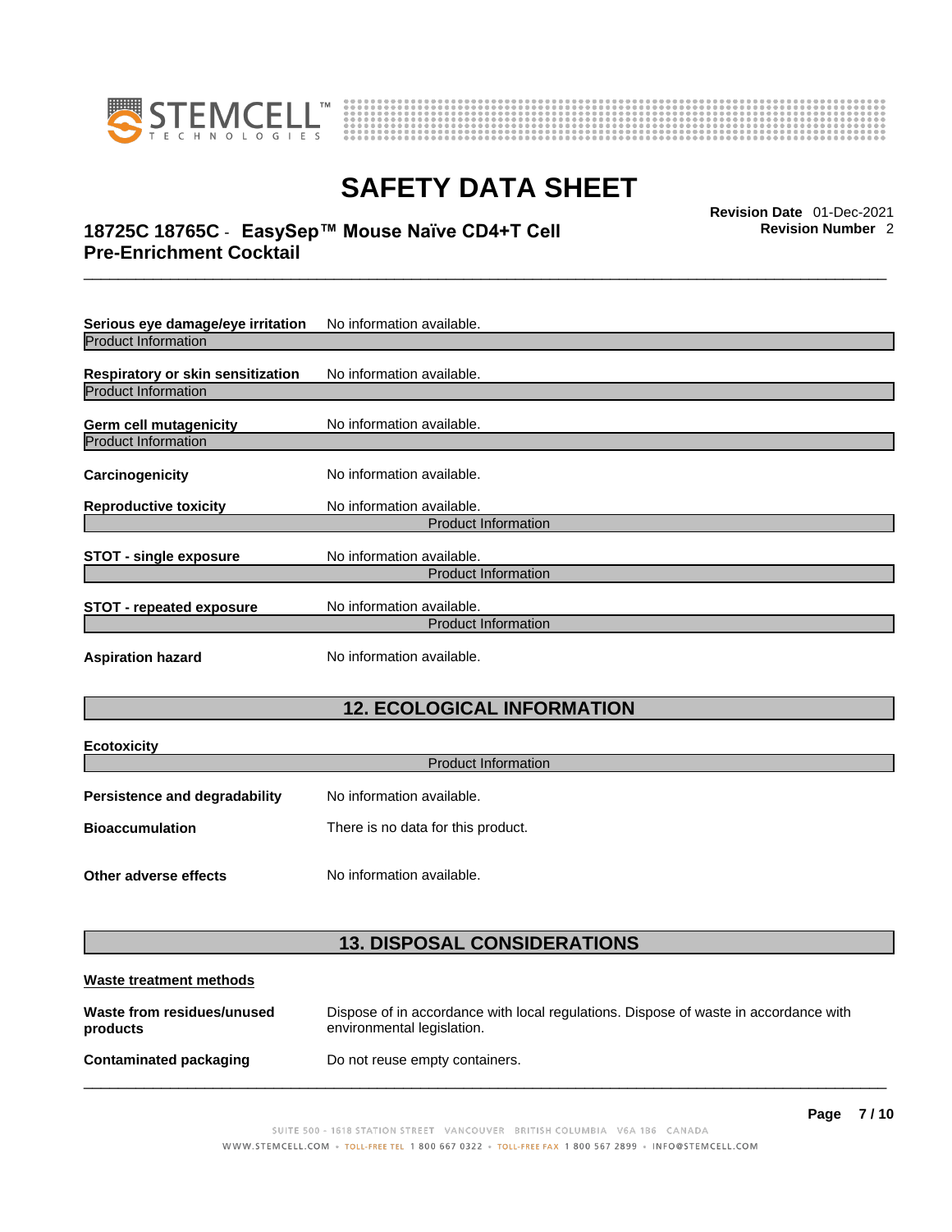**Serious eye damage/eye irritation** No information available.

Product Information

**Respiratory or skin sensitization** No information available.

Product Information

**Germ cell mutagenicity** No information available.

Product Information

**Carcinogenicity** No information available.

**Reproductive toxicity** No information available.

Product Information

**STOT - single exposure** No information available.

Product Information

**STOT - repeated exposure** No information available.

Product Information

**Aspiration hazard** No information available.

## 12. ECOLOGICAL INFORMATION

**Ecotoxicity**

Product Information

**Persistence and degradability** No information available.

**Bioaccumulation** There is no data for this product.

**Other adverse effects** No information available.

## 13. DISPOSAL CONSIDERATIONS

**Waste treatment methods**

**Waste from residues/unused products** Dispose of in accordance with local regulations. Dispose of waste in accordance with environmental legislation.

**Contaminated packaging** Do not reuse empty containers.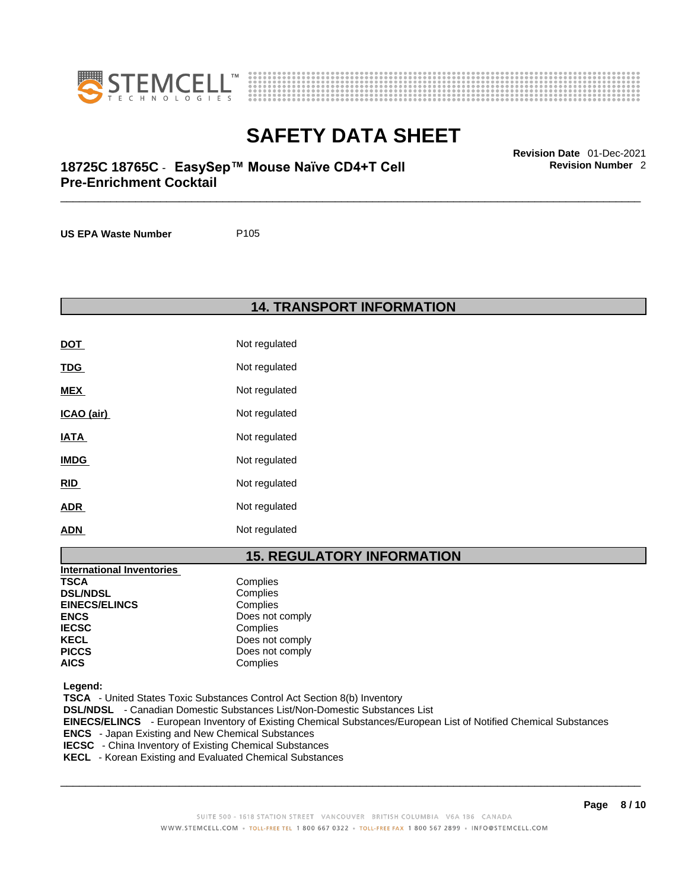**US EPA Waste Number** P105

## 14. TRANSPORT INFORMATION

| | |
|---|---|
| **DOT** | Not regulated |
| **TDG** | Not regulated |
| **MEX** | Not regulated |
| **ICAO (air)** | Not regulated |
| **IATA** | Not regulated |
| **IMDG** | Not regulated |
| **RID** | Not regulated |
| **ADR** | Not regulated |
| **ADN** | Not regulated |

## 15. REGULATORY INFORMATION

**International Inventories**

| | |
|---|---|
| **TSCA** | Complies |
| **DSL/NDSL** | Complies |
| **EINECS/ELINCS** | Complies |
| **ENCS** | Does not comply |
| **IECSC** | Complies |
| **KECL** | Does not comply |
| **PICCS** | Does not comply |
| **AICS** | Complies |

**Legend:**

**TSCA** - United States Toxic Substances Control Act Section 8(b) Inventory
**DSL/NDSL** - Canadian Domestic Substances List/Non-Domestic Substances List
**EINECS/ELINCS** - European Inventory of Existing Chemical Substances/European List of Notified Chemical Substances
**ENCS** - Japan Existing and New Chemical Substances
**IECSC** - China Inventory of Existing Chemical Substances
**KECL** - Korean Existing and Evaluated Chemical Substances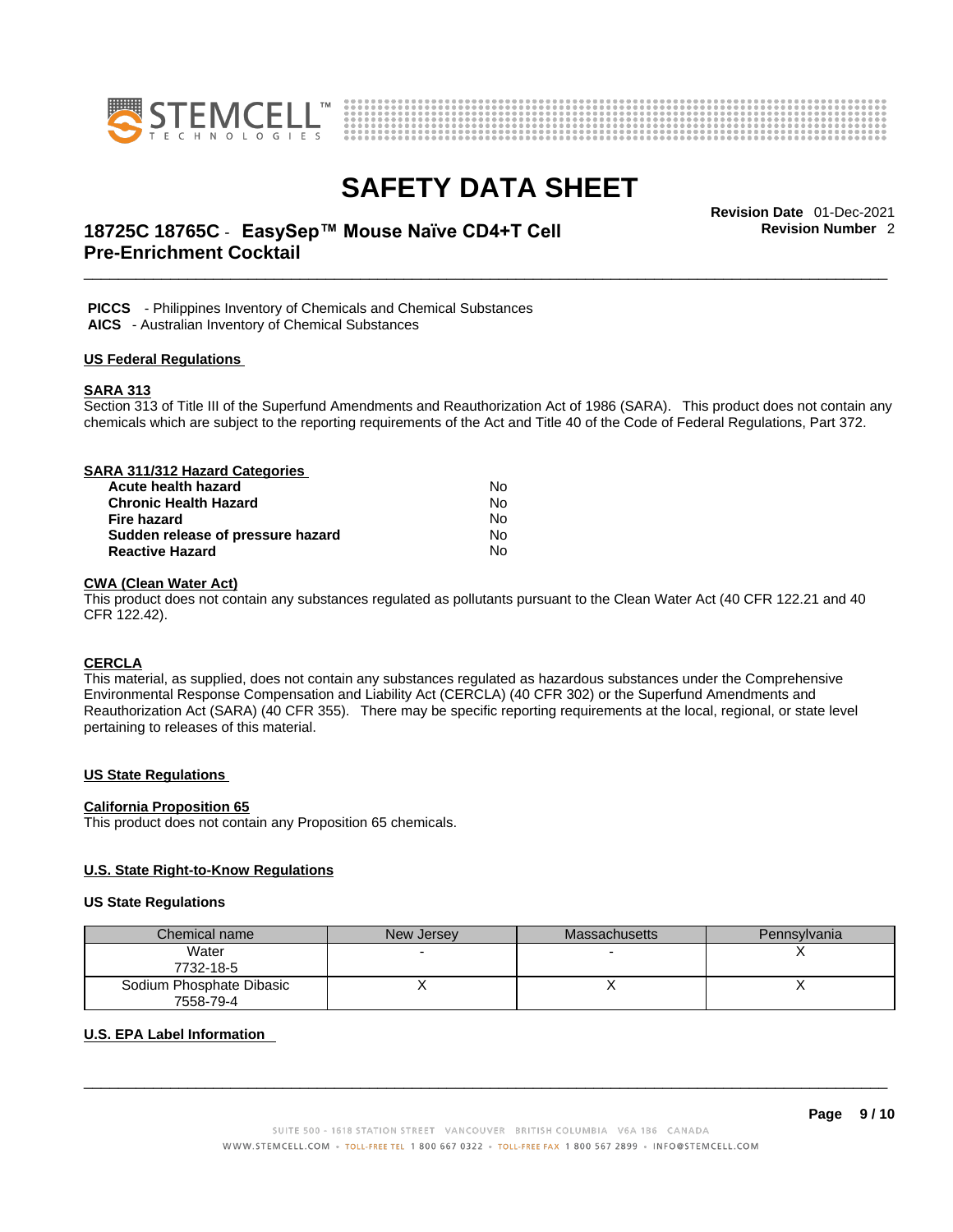**PICCS** - Philippines Inventory of Chemicals and Chemical Substances
**AICS** - Australian Inventory of Chemical Substances

## US Federal Regulations

### SARA 313

Section 313 of Title III of the Superfund Amendments and Reauthorization Act of 1986 (SARA). This product does not contain any chemicals which are subject to the reporting requirements of the Act and Title 40 of the Code of Federal Regulations, Part 372.

### SARA 311/312 Hazard Categories

| | |
|---|---|
| **Acute health hazard** | No |
| **Chronic Health Hazard** | No |
| **Fire hazard** | No |
| **Sudden release of pressure hazard** | No |
| **Reactive Hazard** | No |

### CWA (Clean Water Act)

This product does not contain any substances regulated as pollutants pursuant to the Clean Water Act (40 CFR 122.21 and 40 CFR 122.42).

### CERCLA

This material, as supplied, does not contain any substances regulated as hazardous substances under the Comprehensive Environmental Response Compensation and Liability Act (CERCLA) (40 CFR 302) or the Superfund Amendments and Reauthorization Act (SARA) (40 CFR 355). There may be specific reporting requirements at the local, regional, or state level pertaining to releases of this material.

## US State Regulations

### California Proposition 65

This product does not contain any Proposition 65 chemicals.

### U.S. State Right-to-Know Regulations

**US State Regulations**

| Chemical name | New Jersey | Massachusetts | Pennsylvania |
|---|---|---|---|
| Water<br>7732-18-5 | - | - | X |
| Sodium Phosphate Dibasic<br>7558-79-4 | X | X | X |

### U.S. EPA Label Information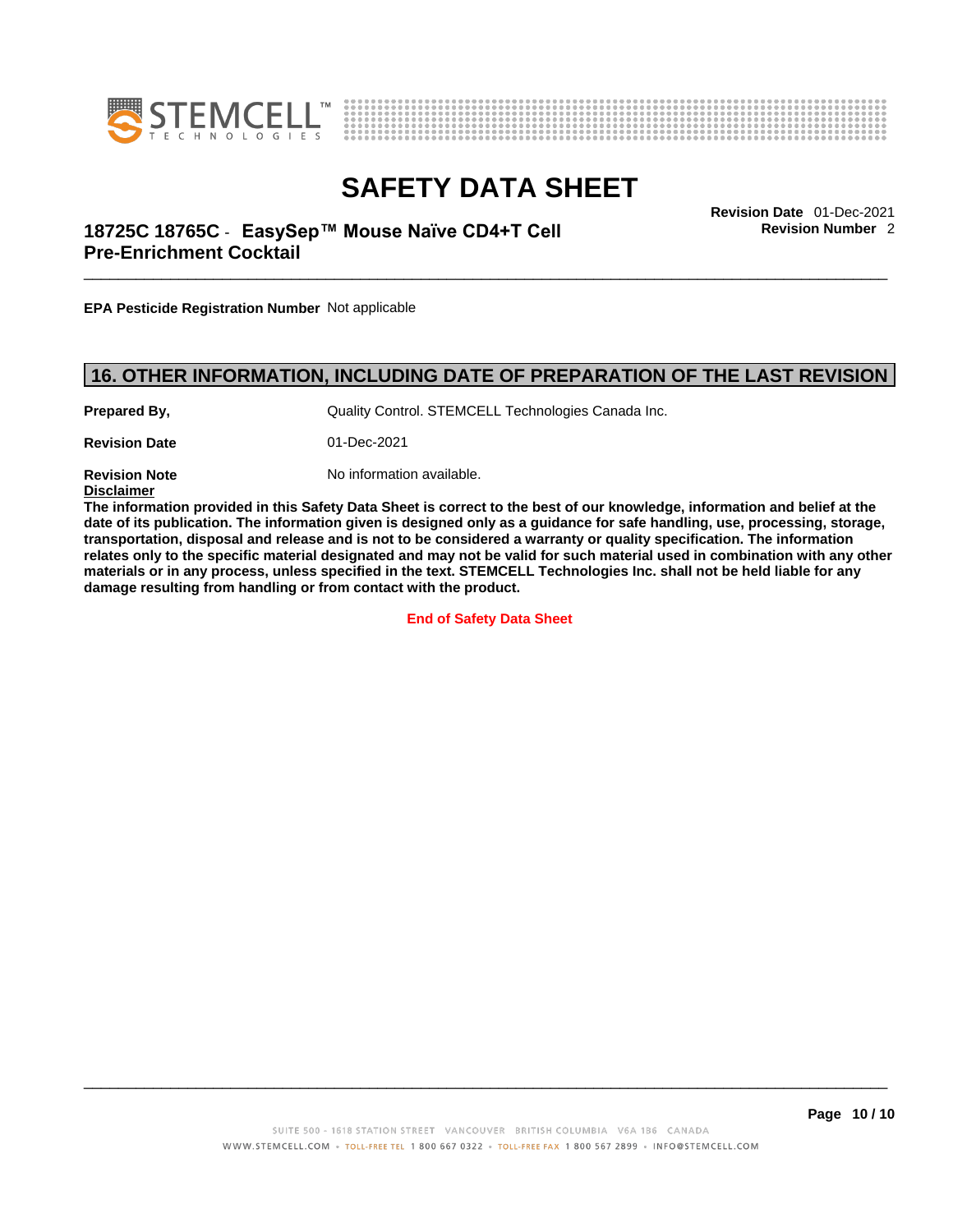**EPA Pesticide Registration Number** Not applicable

## 16. OTHER INFORMATION, INCLUDING DATE OF PREPARATION OF THE LAST REVISION

**Prepared By,** Quality Control. STEMCELL Technologies Canada Inc.

**Revision Date** 01-Dec-2021

**Revision Note** No information available.

**Disclaimer**

**The information provided in this Safety Data Sheet is correct to the best of our knowledge, information and belief at the date of its publication. The information given is designed only as a guidance for safe handling, use, processing, storage, transportation, disposal and release and is not to be considered a warranty or quality specification. The information relates only to the specific material designated and may not be valid for such material used in combination with any other materials or in any process, unless specified in the text. STEMCELL Technologies Inc. shall not be held liable for any damage resulting from handling or from contact with the product.**

**End of Safety Data Sheet**